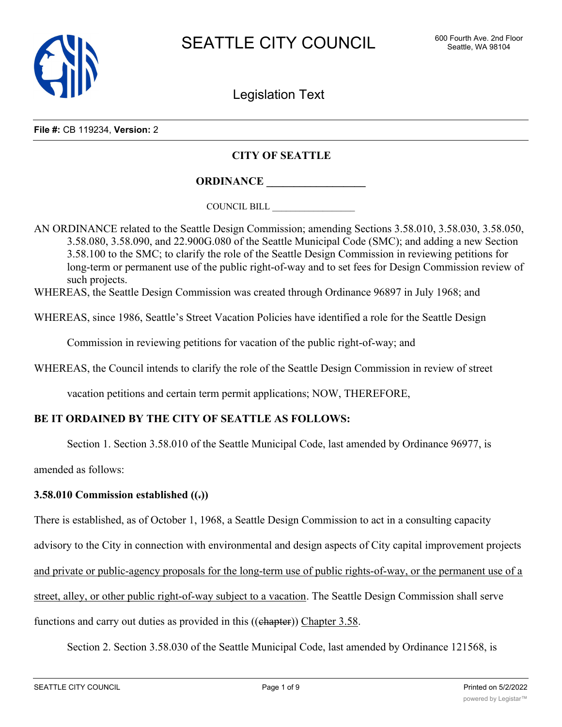SEATTLE CITY COUNCIL

600 Fourth Ave. 2nd Floor
Seattle, WA 98104

Legislation Text

**File #:** CB 119234, **Version:** 2

**CITY OF SEATTLE**

**ORDINANCE \_\_\_\_\_\_\_\_\_\_\_\_\_\_\_\_\_\_**

COUNCIL BILL \_\_\_\_\_\_\_\_\_\_\_\_\_\_\_\_\_\_

AN ORDINANCE related to the Seattle Design Commission; amending Sections 3.58.010, 3.58.030, 3.58.050, 3.58.080, 3.58.090, and 22.900G.080 of the Seattle Municipal Code (SMC); and adding a new Section 3.58.100 to the SMC; to clarify the role of the Seattle Design Commission in reviewing petitions for long-term or permanent use of the public right-of-way and to set fees for Design Commission review of such projects.

WHEREAS, the Seattle Design Commission was created through Ordinance 96897 in July 1968; and

WHEREAS, since 1986, Seattle's Street Vacation Policies have identified a role for the Seattle Design Commission in reviewing petitions for vacation of the public right-of-way; and

WHEREAS, the Council intends to clarify the role of the Seattle Design Commission in review of street vacation petitions and certain term permit applications; NOW, THEREFORE,

**BE IT ORDAINED BY THE CITY OF SEATTLE AS FOLLOWS:**

Section 1. Section 3.58.010 of the Seattle Municipal Code, last amended by Ordinance 96977, is amended as follows:

**3.58.010 Commission established ((~~.~~))**

There is established, as of October 1, 1968, a Seattle Design Commission to act in a consulting capacity advisory to the City in connection with environmental and design aspects of City capital improvement projects <u>and private or public-agency proposals for the long-term use of public rights-of-way, or the permanent use of a street, alley, or other public right-of-way subject to a vacation</u>. The Seattle Design Commission shall serve functions and carry out duties as provided in this ((~~chapter~~)) <u>Chapter 3.58</u>.

Section 2. Section 3.58.030 of the Seattle Municipal Code, last amended by Ordinance 121568, is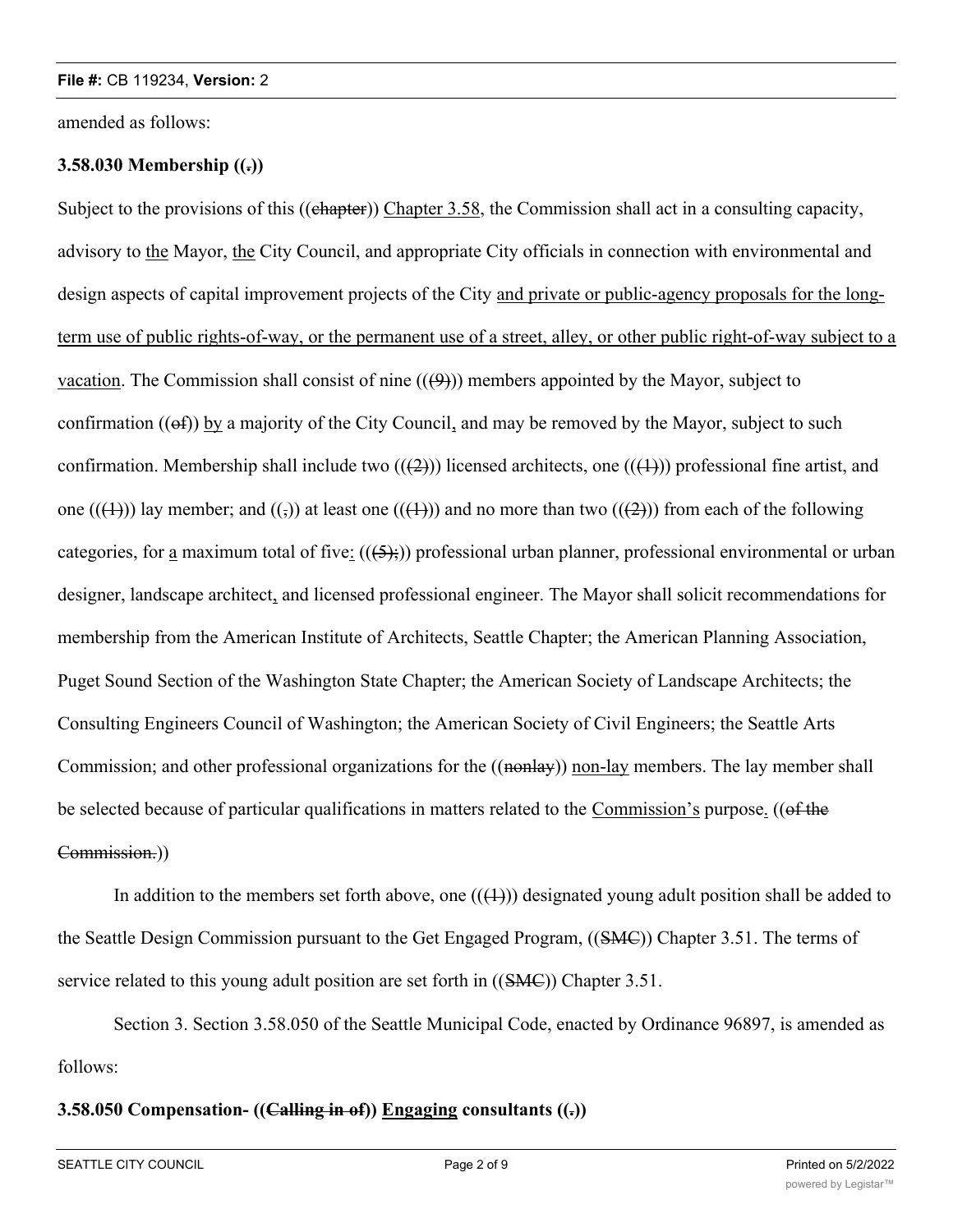amended as follows:

**3.58.030 Membership ((~~.~~))**

Subject to the provisions of this ((~~chapter~~)) <u>Chapter 3.58</u>, the Commission shall act in a consulting capacity, advisory to <u>the</u> Mayor, <u>the</u> City Council, and appropriate City officials in connection with environmental and design aspects of capital improvement projects of the City <u>and private or public-agency proposals for the long-term use of public rights-of-way, or the permanent use of a street, alley, or other public right-of-way subject to a vacation</u>. The Commission shall consist of nine ((~~(9)~~)) members appointed by the Mayor, subject to confirmation ((~~of~~)) <u>by</u> a majority of the City Council<u>,</u> and may be removed by the Mayor, subject to such confirmation. Membership shall include two ((~~(2)~~)) licensed architects, one ((~~(1)~~)) professional fine artist, and one ((~~(1)~~)) lay member; and ((~~,~~)) at least one ((~~(1)~~)) and no more than two ((~~(2)~~)) from each of the following categories, for <u>a</u> maximum total of five<u>:</u> ((~~(5);~~)) professional urban planner, professional environmental or urban designer, landscape architect<u>,</u> and licensed professional engineer. The Mayor shall solicit recommendations for membership from the American Institute of Architects, Seattle Chapter; the American Planning Association, Puget Sound Section of the Washington State Chapter; the American Society of Landscape Architects; the Consulting Engineers Council of Washington; the American Society of Civil Engineers; the Seattle Arts Commission; and other professional organizations for the ((~~nonlay~~)) <u>non-lay</u> members. The lay member shall be selected because of particular qualifications in matters related to the <u>Commission's</u> purpose<u>.</u> ((~~of the Commission.~~))

In addition to the members set forth above, one ((~~(1)~~)) designated young adult position shall be added to the Seattle Design Commission pursuant to the Get Engaged Program, ((~~SMC~~)) Chapter 3.51. The terms of service related to this young adult position are set forth in ((~~SMC~~)) Chapter 3.51.

Section 3. Section 3.58.050 of the Seattle Municipal Code, enacted by Ordinance 96897, is amended as follows:

**3.58.050 Compensation- ((~~Calling in of~~)) <u>Engaging</u> consultants ((~~.~~))**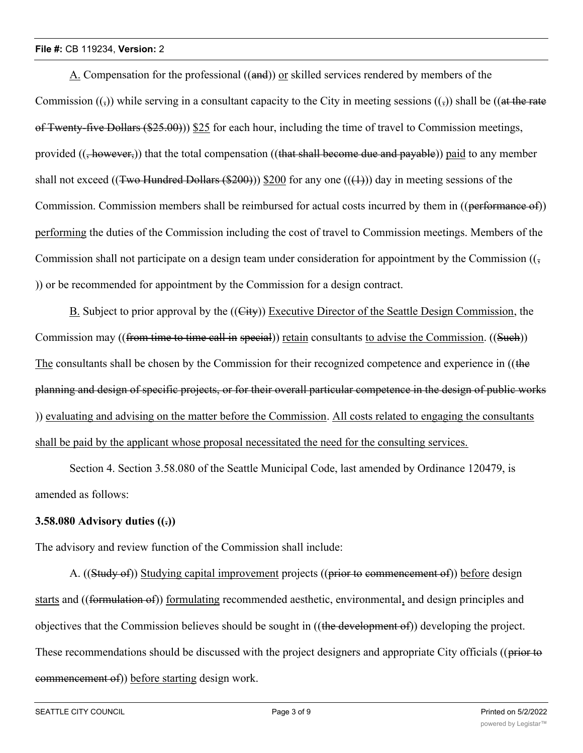A. Compensation for the professional ((and)) or skilled services rendered by members of the Commission ((,)) while serving in a consultant capacity to the City in meeting sessions ((,)) shall be ((at the rate of Twenty-five Dollars ($25.00))) $25 for each hour, including the time of travel to Commission meetings, provided ((, however,)) that the total compensation ((that shall become due and payable)) paid to any member shall not exceed ((Two Hundred Dollars ($200))) $200 for any one (((1))) day in meeting sessions of the Commission. Commission members shall be reimbursed for actual costs incurred by them in ((performance of)) performing the duties of the Commission including the cost of travel to Commission meetings. Members of the Commission shall not participate on a design team under consideration for appointment by the Commission ((, )) or be recommended for appointment by the Commission for a design contract.

B. Subject to prior approval by the ((City)) Executive Director of the Seattle Design Commission, the Commission may ((from time to time call in special)) retain consultants to advise the Commission. ((Such)) The consultants shall be chosen by the Commission for their recognized competence and experience in ((the planning and design of specific projects, or for their overall particular competence in the design of public works )) evaluating and advising on the matter before the Commission. All costs related to engaging the consultants shall be paid by the applicant whose proposal necessitated the need for the consulting services.

Section 4. Section 3.58.080 of the Seattle Municipal Code, last amended by Ordinance 120479, is amended as follows:

**3.58.080 Advisory duties ((.))**

The advisory and review function of the Commission shall include:

A. ((Study of)) Studying capital improvement projects ((prior to commencement of)) before design starts and ((formulation of)) formulating recommended aesthetic, environmental, and design principles and objectives that the Commission believes should be sought in ((the development of)) developing the project. These recommendations should be discussed with the project designers and appropriate City officials ((prior to commencement of)) before starting design work.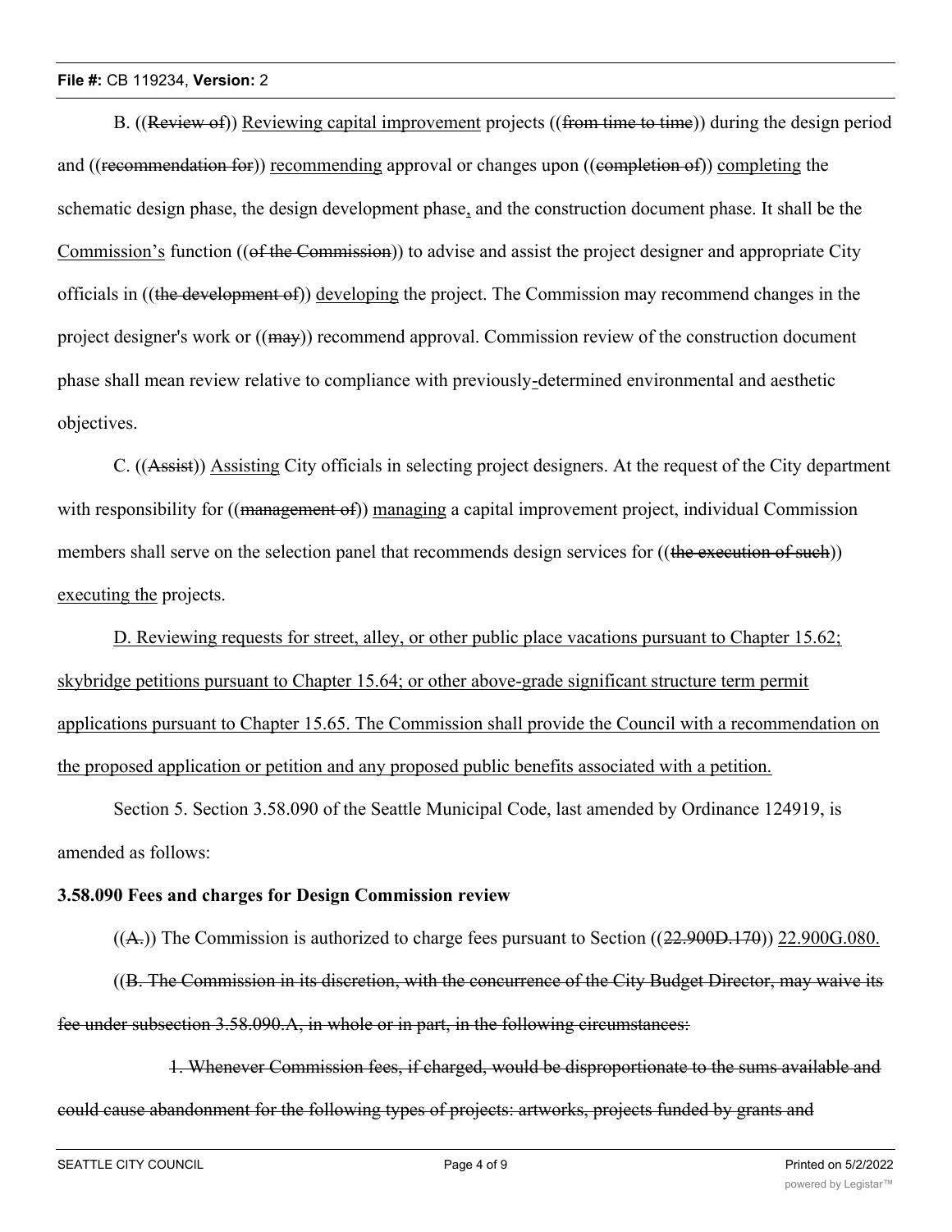B. ((~~Review of~~)) <u>Reviewing capital improvement</u> projects ((~~from time to time~~)) during the design period and ((~~recommendation for~~)) <u>recommending</u> approval or changes upon ((~~completion of~~)) <u>completing</u> the schematic design phase, the design development phase<u>,</u> and the construction document phase. It shall be the <u>Commission's</u> function ((~~of the Commission~~)) to advise and assist the project designer and appropriate City officials in ((~~the development of~~)) <u>developing</u> the project. The Commission may recommend changes in the project designer's work or ((~~may~~)) recommend approval. Commission review of the construction document phase shall mean review relative to compliance with previously<u>-</u>determined environmental and aesthetic objectives.

C. ((~~Assist~~)) <u>Assisting</u> City officials in selecting project designers. At the request of the City department with responsibility for ((~~management of~~)) <u>managing</u> a capital improvement project, individual Commission members shall serve on the selection panel that recommends design services for ((~~the execution of such~~)) <u>executing the</u> projects.

<u>D. Reviewing requests for street, alley, or other public place vacations pursuant to Chapter 15.62; skybridge petitions pursuant to Chapter 15.64; or other above-grade significant structure term permit applications pursuant to Chapter 15.65. The Commission shall provide the Council with a recommendation on the proposed application or petition and any proposed public benefits associated with a petition.</u>

Section 5. Section 3.58.090 of the Seattle Municipal Code, last amended by Ordinance 124919, is amended as follows:

**3.58.090 Fees and charges for Design Commission review**

((~~A.~~)) The Commission is authorized to charge fees pursuant to Section ((~~22.900D.170~~)) <u>22.900G.080.</u>

((~~B. The Commission in its discretion, with the concurrence of the City Budget Director, may waive its fee under subsection 3.58.090.A, in whole or in part, in the following circumstances:~~

~~1. Whenever Commission fees, if charged, would be disproportionate to the sums available and could cause abandonment for the following types of projects: artworks, projects funded by grants and~~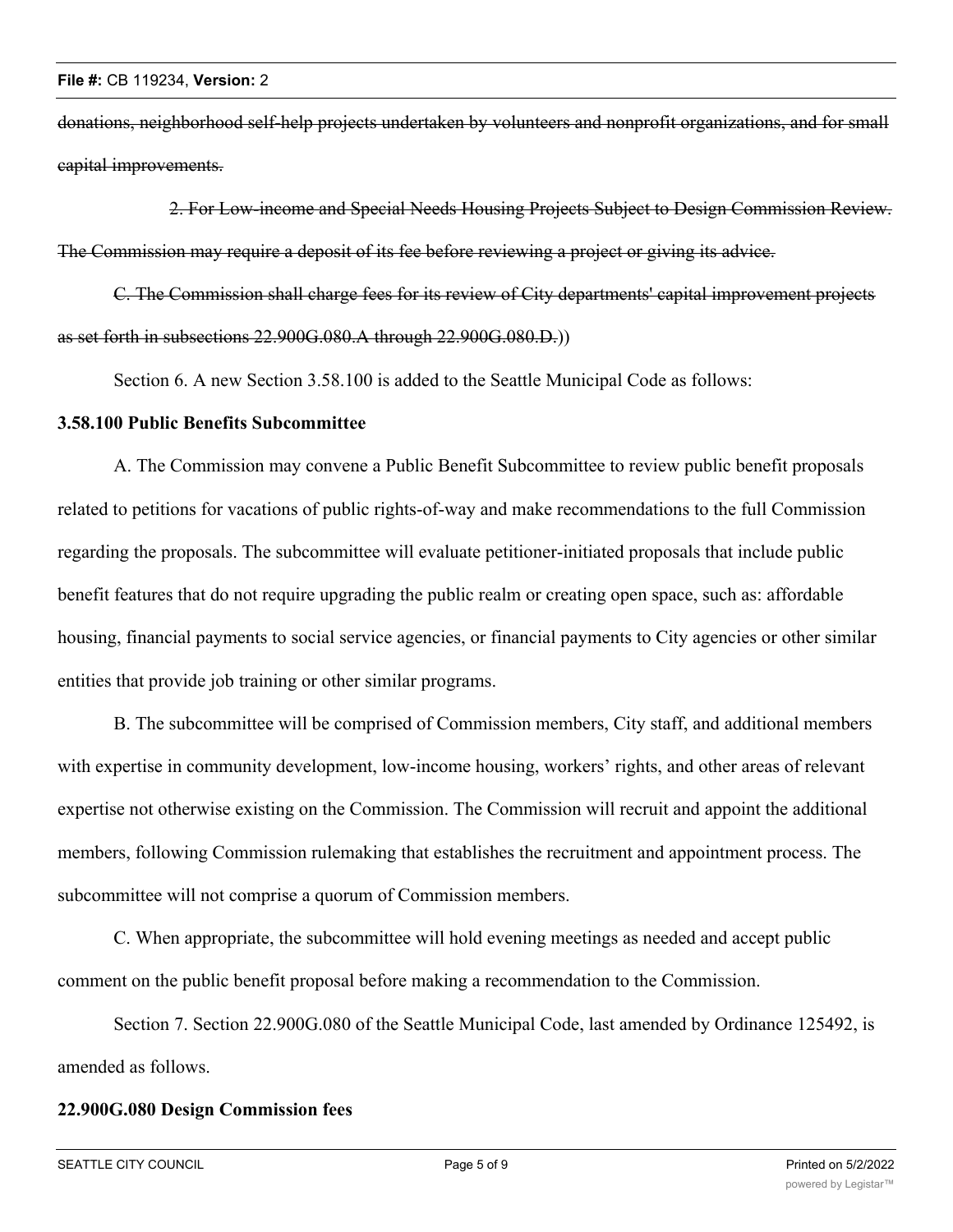~~donations, neighborhood self-help projects undertaken by volunteers and nonprofit organizations, and for small capital improvements.~~

~~2. For Low-income and Special Needs Housing Projects Subject to Design Commission Review. The Commission may require a deposit of its fee before reviewing a project or giving its advice.~~

~~C. The Commission shall charge fees for its review of City departments' capital improvement projects as set forth in subsections 22.900G.080.A through 22.900G.080.D.~~))

Section 6. A new Section 3.58.100 is added to the Seattle Municipal Code as follows:

**3.58.100 Public Benefits Subcommittee**

A. The Commission may convene a Public Benefit Subcommittee to review public benefit proposals related to petitions for vacations of public rights-of-way and make recommendations to the full Commission regarding the proposals. The subcommittee will evaluate petitioner-initiated proposals that include public benefit features that do not require upgrading the public realm or creating open space, such as: affordable housing, financial payments to social service agencies, or financial payments to City agencies or other similar entities that provide job training or other similar programs.

B. The subcommittee will be comprised of Commission members, City staff, and additional members with expertise in community development, low-income housing, workers' rights, and other areas of relevant expertise not otherwise existing on the Commission. The Commission will recruit and appoint the additional members, following Commission rulemaking that establishes the recruitment and appointment process. The subcommittee will not comprise a quorum of Commission members.

C. When appropriate, the subcommittee will hold evening meetings as needed and accept public comment on the public benefit proposal before making a recommendation to the Commission.

Section 7. Section 22.900G.080 of the Seattle Municipal Code, last amended by Ordinance 125492, is amended as follows.

**22.900G.080 Design Commission fees**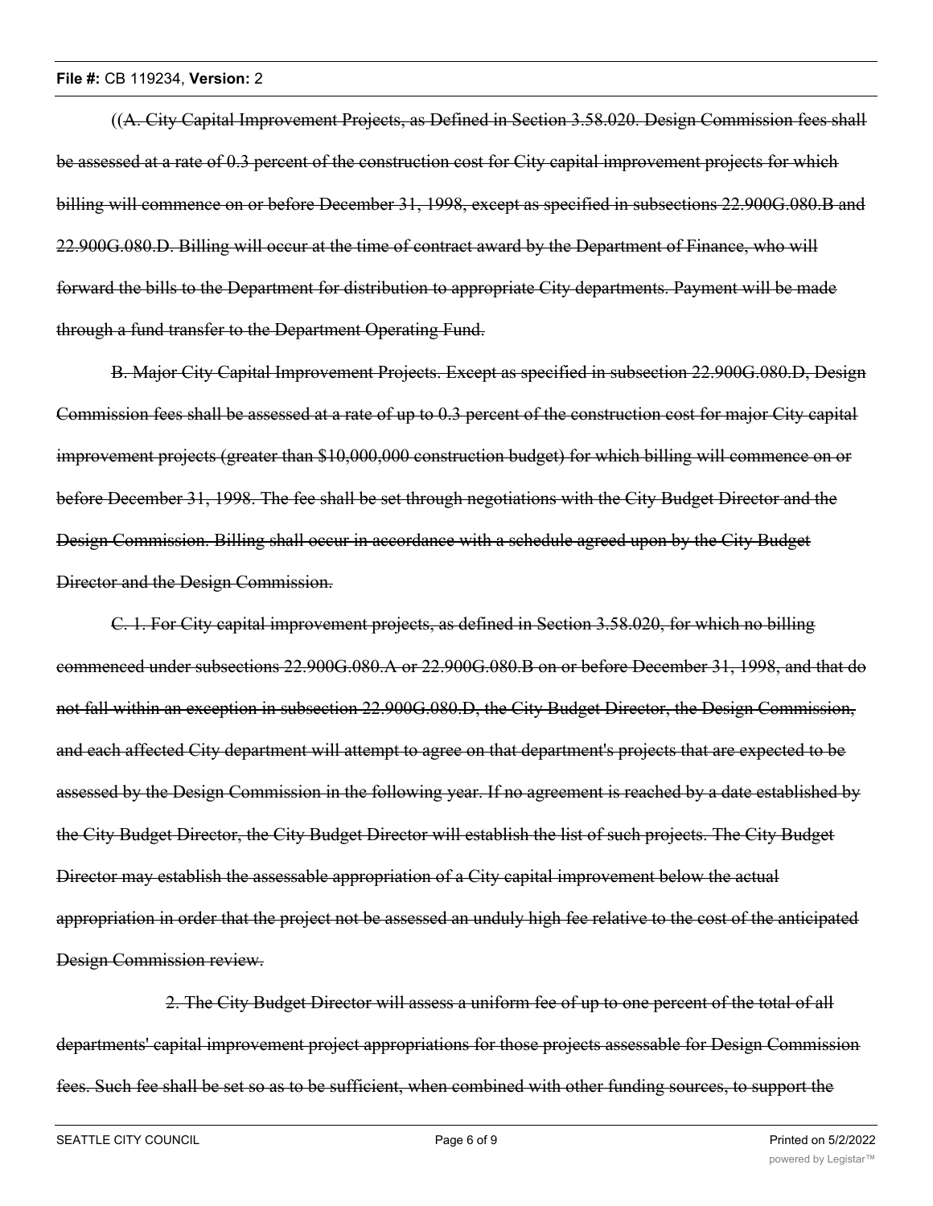((~~A. City Capital Improvement Projects, as Defined in Section 3.58.020. Design Commission fees shall be assessed at a rate of 0.3 percent of the construction cost for City capital improvement projects for which billing will commence on or before December 31, 1998, except as specified in subsections 22.900G.080.B and 22.900G.080.D. Billing will occur at the time of contract award by the Department of Finance, who will forward the bills to the Department for distribution to appropriate City departments. Payment will be made through a fund transfer to the Department Operating Fund.~~

~~B. Major City Capital Improvement Projects. Except as specified in subsection 22.900G.080.D, Design Commission fees shall be assessed at a rate of up to 0.3 percent of the construction cost for major City capital improvement projects (greater than $10,000,000 construction budget) for which billing will commence on or before December 31, 1998. The fee shall be set through negotiations with the City Budget Director and the Design Commission. Billing shall occur in accordance with a schedule agreed upon by the City Budget Director and the Design Commission.~~

~~C. 1. For City capital improvement projects, as defined in Section 3.58.020, for which no billing commenced under subsections 22.900G.080.A or 22.900G.080.B on or before December 31, 1998, and that do not fall within an exception in subsection 22.900G.080.D, the City Budget Director, the Design Commission, and each affected City department will attempt to agree on that department's projects that are expected to be assessed by the Design Commission in the following year. If no agreement is reached by a date established by the City Budget Director, the City Budget Director will establish the list of such projects. The City Budget Director may establish the assessable appropriation of a City capital improvement below the actual appropriation in order that the project not be assessed an unduly high fee relative to the cost of the anticipated Design Commission review.~~

~~2. The City Budget Director will assess a uniform fee of up to one percent of the total of all departments' capital improvement project appropriations for those projects assessable for Design Commission fees. Such fee shall be set so as to be sufficient, when combined with other funding sources, to support the~~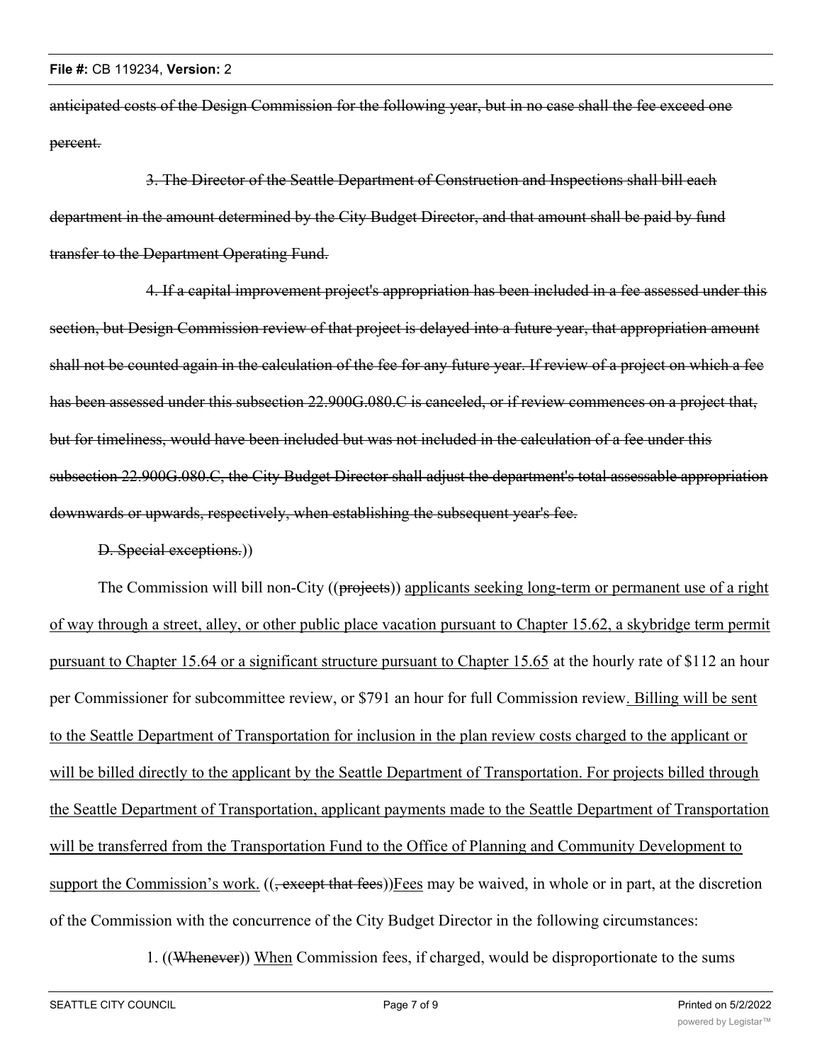~~anticipated costs of the Design Commission for the following year, but in no case shall the fee exceed one percent.~~

~~3. The Director of the Seattle Department of Construction and Inspections shall bill each department in the amount determined by the City Budget Director, and that amount shall be paid by fund transfer to the Department Operating Fund.~~

~~4. If a capital improvement project's appropriation has been included in a fee assessed under this section, but Design Commission review of that project is delayed into a future year, that appropriation amount shall not be counted again in the calculation of the fee for any future year. If review of a project on which a fee has been assessed under this subsection 22.900G.080.C is canceled, or if review commences on a project that, but for timeliness, would have been included but was not included in the calculation of a fee under this subsection 22.900G.080.C, the City Budget Director shall adjust the department's total assessable appropriation downwards or upwards, respectively, when establishing the subsequent year's fee.~~

~~D. Special exceptions.~~))

The Commission will bill non-City ((~~projects~~)) <u>applicants seeking long-term or permanent use of a right of way through a street, alley, or other public place vacation pursuant to Chapter 15.62, a skybridge term permit pursuant to Chapter 15.64 or a significant structure pursuant to Chapter 15.65</u> at the hourly rate of $112 an hour per Commissioner for subcommittee review, or $791 an hour for full Commission review<u>. Billing will be sent to the Seattle Department of Transportation for inclusion in the plan review costs charged to the applicant or will be billed directly to the applicant by the Seattle Department of Transportation. For projects billed through the Seattle Department of Transportation, applicant payments made to the Seattle Department of Transportation will be transferred from the Transportation Fund to the Office of Planning and Community Development to support the Commission's work.</u> ((~~, except that fees~~))<u>Fees</u> may be waived, in whole or in part, at the discretion of the Commission with the concurrence of the City Budget Director in the following circumstances:

1. ((~~Whenever~~)) <u>When</u> Commission fees, if charged, would be disproportionate to the sums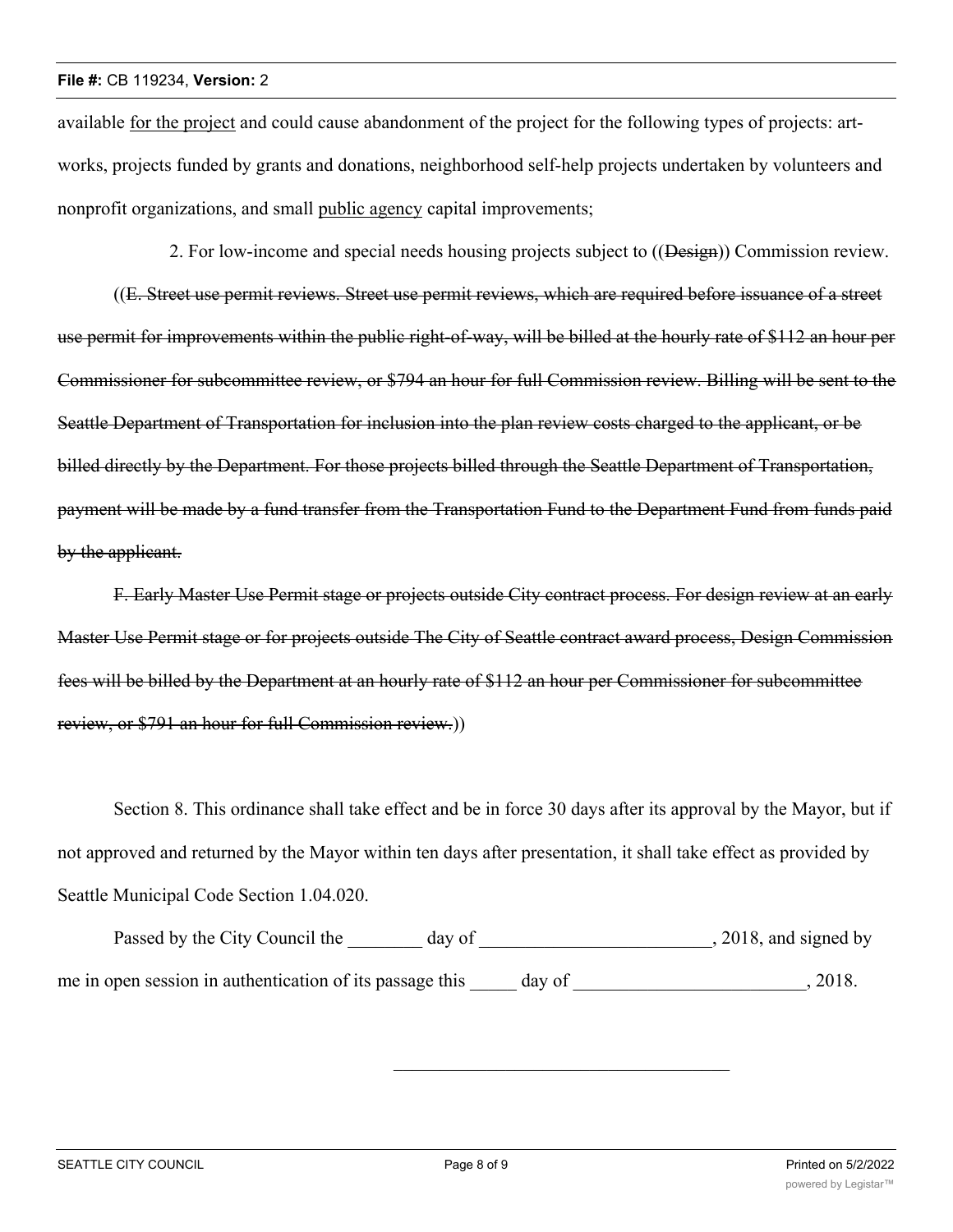available <u>for the project</u> and could cause abandonment of the project for the following types of projects: art-works, projects funded by grants and donations, neighborhood self-help projects undertaken by volunteers and nonprofit organizations, and small <u>public agency</u> capital improvements;

2. For low-income and special needs housing projects subject to ((~~Design~~)) Commission review.

((~~E. Street use permit reviews. Street use permit reviews, which are required before issuance of a street use permit for improvements within the public right-of-way, will be billed at the hourly rate of $112 an hour per Commissioner for subcommittee review, or $794 an hour for full Commission review. Billing will be sent to the Seattle Department of Transportation for inclusion into the plan review costs charged to the applicant, or be billed directly by the Department. For those projects billed through the Seattle Department of Transportation, payment will be made by a fund transfer from the Transportation Fund to the Department Fund from funds paid by the applicant.~~

~~F. Early Master Use Permit stage or projects outside City contract process. For design review at an early Master Use Permit stage or for projects outside The City of Seattle contract award process, Design Commission fees will be billed by the Department at an hourly rate of $112 an hour per Commissioner for subcommittee review, or $791 an hour for full Commission review.~~))

Section 8. This ordinance shall take effect and be in force 30 days after its approval by the Mayor, but if not approved and returned by the Mayor within ten days after presentation, it shall take effect as provided by Seattle Municipal Code Section 1.04.020.

Passed by the City Council the ________ day of _________________________, 2018, and signed by me in open session in authentication of its passage this _____ day of _________________________, 2018.

_____________________________________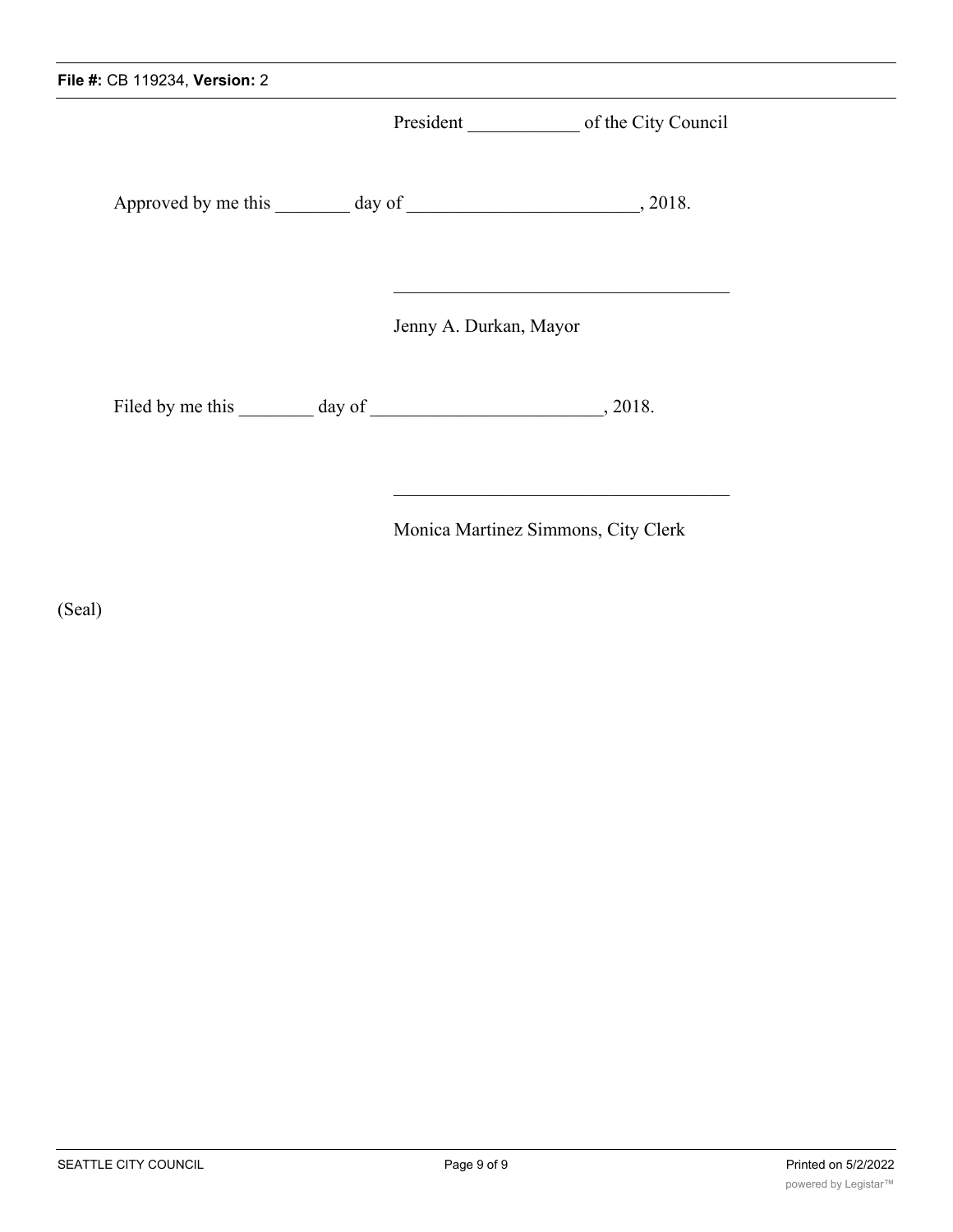President ____________ of the City Council

Approved by me this ________ day of _________________________, 2018.

____________________________________

Jenny A. Durkan, Mayor

Filed by me this ________ day of _________________________, 2018.

____________________________________

Monica Martinez Simmons, City Clerk

(Seal)